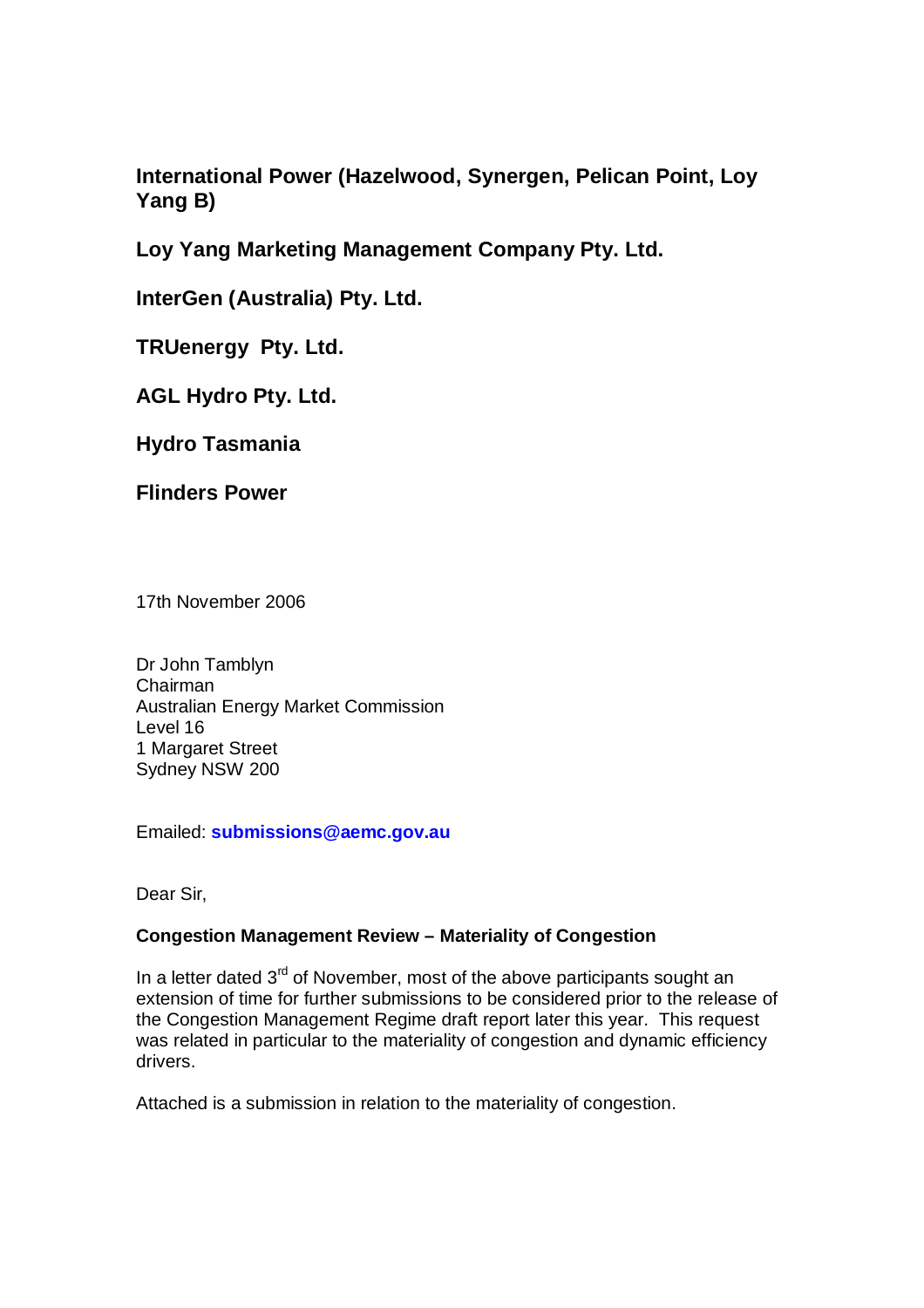**International Power (Hazelwood, Synergen, Pelican Point, Loy Yang B)**

**Loy Yang Marketing Management Company Pty. Ltd.**

**InterGen (Australia) Pty. Ltd.**

**TRUenergy Pty. Ltd.**

**AGL Hydro Pty. Ltd.**

**Hydro Tasmania**

**Flinders Power**

17th November 2006

Dr John Tamblyn
Chairman
Australian Energy Market Commission
Level 16
1 Margaret Street
Sydney NSW 200

Emailed: **submissions@aemc.gov.au**

Dear Sir,

**Congestion Management Review – Materiality of Congestion**

In a letter dated 3rd of November, most of the above participants sought an extension of time for further submissions to be considered prior to the release of the Congestion Management Regime draft report later this year. This request was related in particular to the materiality of congestion and dynamic efficiency drivers.

Attached is a submission in relation to the materiality of congestion.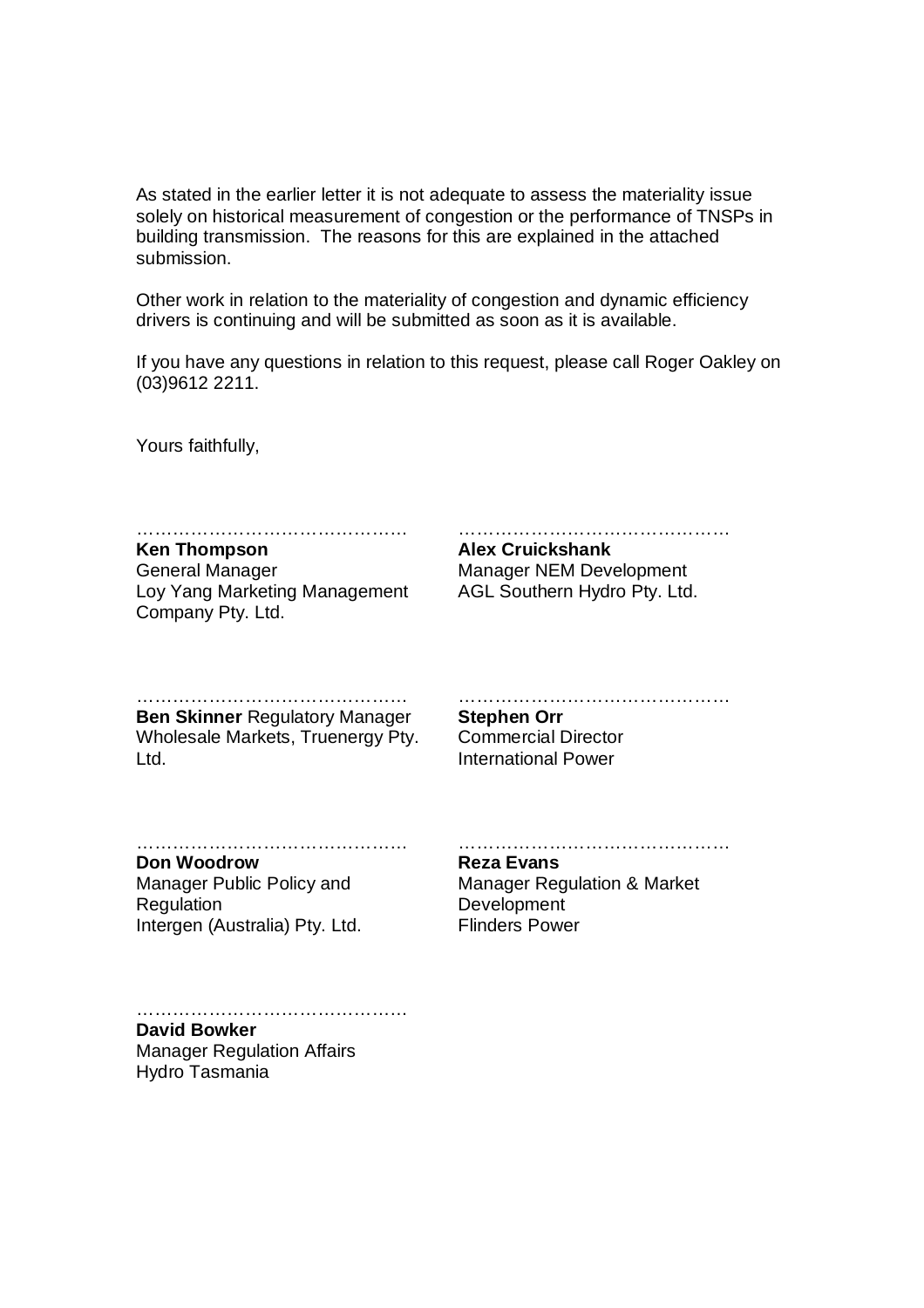As stated in the earlier letter it is not adequate to assess the materiality issue solely on historical measurement of congestion or the performance of TNSPs in building transmission. The reasons for this are explained in the attached submission.

Other work in relation to the materiality of congestion and dynamic efficiency drivers is continuing and will be submitted as soon as it is available.

If you have any questions in relation to this request, please call Roger Oakley on (03)9612 2211.

Yours faithfully,

……………………………………
**Ken Thompson**
General Manager
Loy Yang Marketing Management Company Pty. Ltd.

……………………………………
**Alex Cruickshank**
Manager NEM Development
AGL Southern Hydro Pty. Ltd.

……………………………………
**Ben Skinner** Regulatory Manager
Wholesale Markets, Truenergy Pty. Ltd.

……………………………………
**Stephen Orr**
Commercial Director
International Power

……………………………………
**Don Woodrow**
Manager Public Policy and Regulation
Intergen (Australia) Pty. Ltd.

……………………………………
**Reza Evans**
Manager Regulation & Market Development
Flinders Power

……………………………………
**David Bowker**
Manager Regulation Affairs
Hydro Tasmania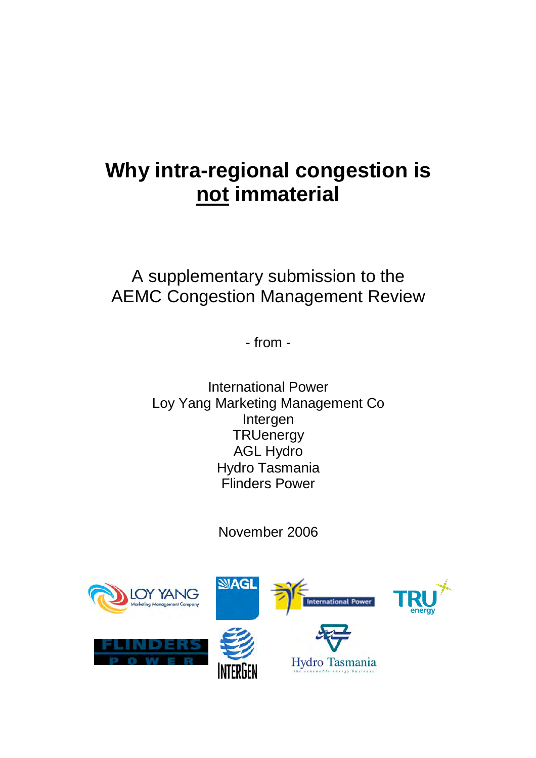# Why intra-regional congestion is <u>not</u> immaterial

A supplementary submission to the AEMC Congestion Management Review

\- from -

International Power
Loy Yang Marketing Management Co
Intergen
TRUenergy
AGL Hydro
Hydro Tasmania
Flinders Power

November 2006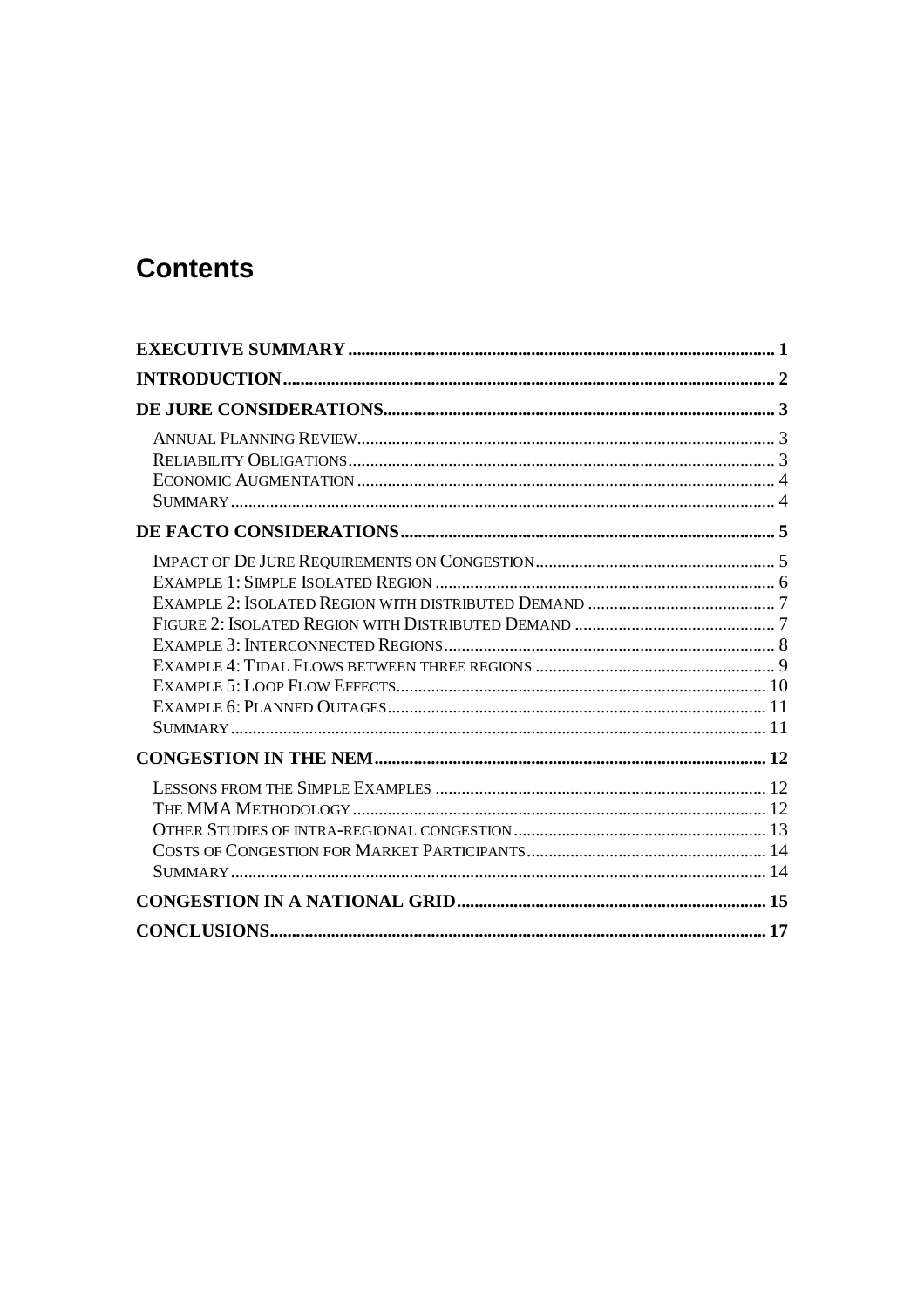# Contents

| | |
|---|---|
| **EXECUTIVE SUMMARY** | **1** |
| **INTRODUCTION** | **2** |
| **DE JURE CONSIDERATIONS** | **3** |
| ANNUAL PLANNING REVIEW | 3 |
| RELIABILITY OBLIGATIONS | 3 |
| ECONOMIC AUGMENTATION | 4 |
| SUMMARY | 4 |
| **DE FACTO CONSIDERATIONS** | **5** |
| IMPACT OF DE JURE REQUIREMENTS ON CONGESTION | 5 |
| EXAMPLE 1: SIMPLE ISOLATED REGION | 6 |
| EXAMPLE 2: ISOLATED REGION WITH DISTRIBUTED DEMAND | 7 |
| FIGURE 2: ISOLATED REGION WITH DISTRIBUTED DEMAND | 7 |
| EXAMPLE 3: INTERCONNECTED REGIONS | 8 |
| EXAMPLE 4: TIDAL FLOWS BETWEEN THREE REGIONS | 9 |
| EXAMPLE 5: LOOP FLOW EFFECTS | 10 |
| EXAMPLE 6: PLANNED OUTAGES | 11 |
| SUMMARY | 11 |
| **CONGESTION IN THE NEM** | **12** |
| LESSONS FROM THE SIMPLE EXAMPLES | 12 |
| THE MMA METHODOLOGY | 12 |
| OTHER STUDIES OF INTRA-REGIONAL CONGESTION | 13 |
| COSTS OF CONGESTION FOR MARKET PARTICIPANTS | 14 |
| SUMMARY | 14 |
| **CONGESTION IN A NATIONAL GRID** | **15** |
| **CONCLUSIONS** | **17** |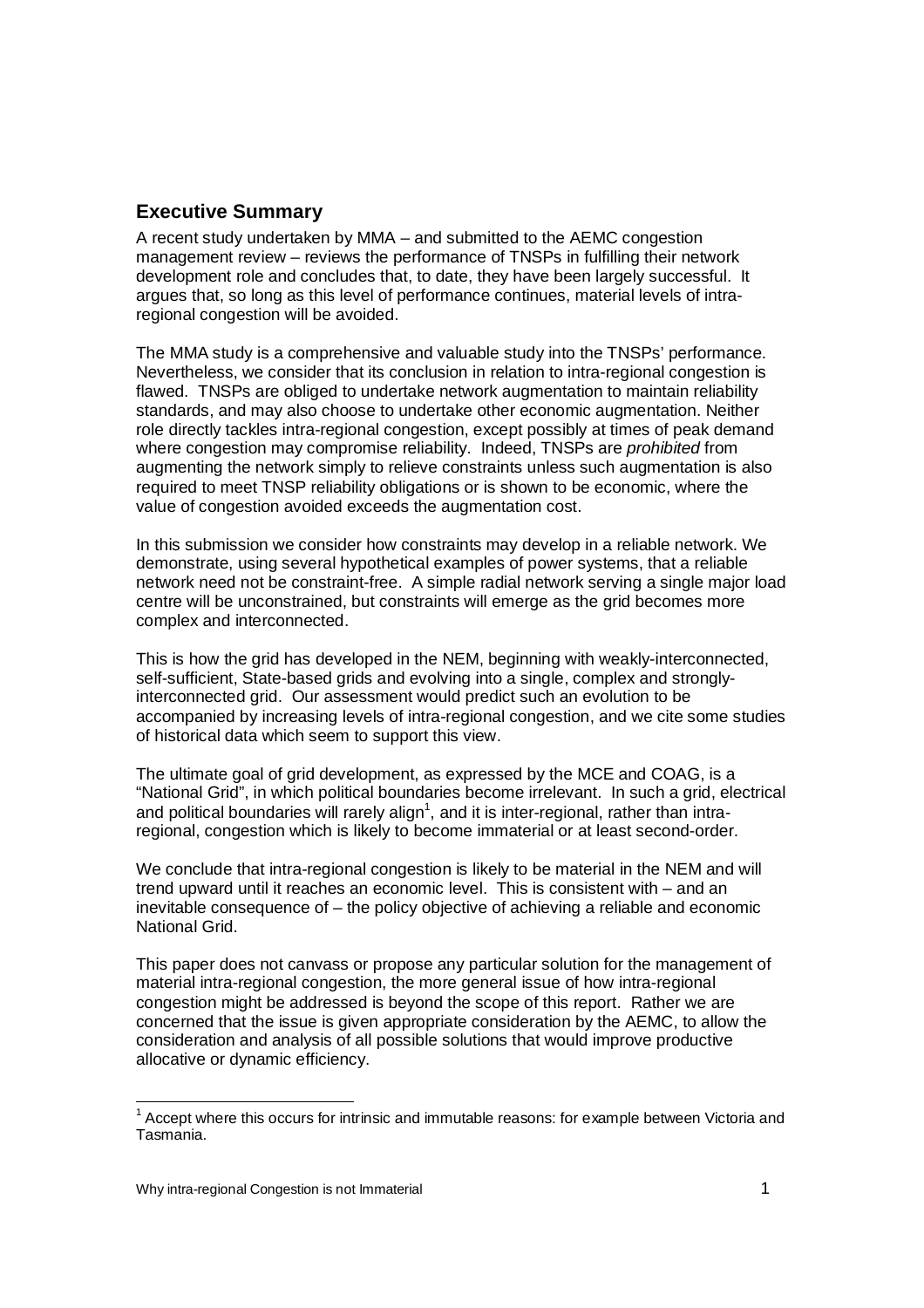## Executive Summary

A recent study undertaken by MMA – and submitted to the AEMC congestion management review – reviews the performance of TNSPs in fulfilling their network development role and concludes that, to date, they have been largely successful. It argues that, so long as this level of performance continues, material levels of intra-regional congestion will be avoided.

The MMA study is a comprehensive and valuable study into the TNSPs' performance. Nevertheless, we consider that its conclusion in relation to intra-regional congestion is flawed. TNSPs are obliged to undertake network augmentation to maintain reliability standards, and may also choose to undertake other economic augmentation. Neither role directly tackles intra-regional congestion, except possibly at times of peak demand where congestion may compromise reliability. Indeed, TNSPs are *prohibited* from augmenting the network simply to relieve constraints unless such augmentation is also required to meet TNSP reliability obligations or is shown to be economic, where the value of congestion avoided exceeds the augmentation cost.

In this submission we consider how constraints may develop in a reliable network. We demonstrate, using several hypothetical examples of power systems, that a reliable network need not be constraint-free. A simple radial network serving a single major load centre will be unconstrained, but constraints will emerge as the grid becomes more complex and interconnected.

This is how the grid has developed in the NEM, beginning with weakly-interconnected, self-sufficient, State-based grids and evolving into a single, complex and strongly-interconnected grid. Our assessment would predict such an evolution to be accompanied by increasing levels of intra-regional congestion, and we cite some studies of historical data which seem to support this view.

The ultimate goal of grid development, as expressed by the MCE and COAG, is a "National Grid", in which political boundaries become irrelevant. In such a grid, electrical and political boundaries will rarely align[1], and it is inter-regional, rather than intra-regional, congestion which is likely to become immaterial or at least second-order.

We conclude that intra-regional congestion is likely to be material in the NEM and will trend upward until it reaches an economic level. This is consistent with – and an inevitable consequence of – the policy objective of achieving a reliable and economic National Grid.

This paper does not canvass or propose any particular solution for the management of material intra-regional congestion, the more general issue of how intra-regional congestion might be addressed is beyond the scope of this report. Rather we are concerned that the issue is given appropriate consideration by the AEMC, to allow the consideration and analysis of all possible solutions that would improve productive allocative or dynamic efficiency.

---

[1] Accept where this occurs for intrinsic and immutable reasons: for example between Victoria and Tasmania.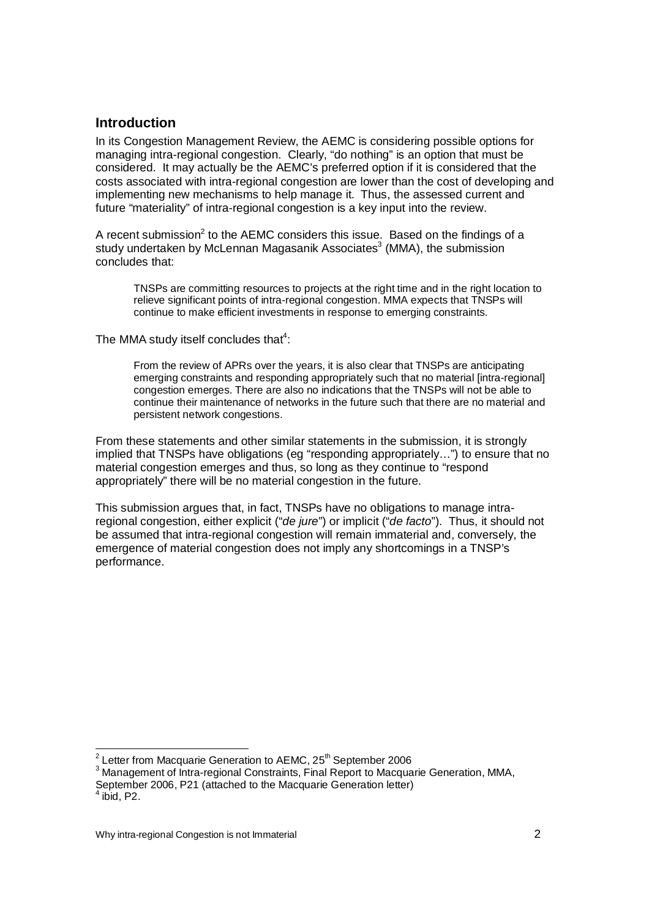## Introduction

In its Congestion Management Review, the AEMC is considering possible options for managing intra-regional congestion. Clearly, "do nothing" is an option that must be considered. It may actually be the AEMC's preferred option if it is considered that the costs associated with intra-regional congestion are lower than the cost of developing and implementing new mechanisms to help manage it. Thus, the assessed current and future "materiality" of intra-regional congestion is a key input into the review.

A recent submission[2] to the AEMC considers this issue. Based on the findings of a study undertaken by McLennan Magasanik Associates[3] (MMA), the submission concludes that:

> TNSPs are committing resources to projects at the right time and in the right location to relieve significant points of intra-regional congestion. MMA expects that TNSPs will continue to make efficient investments in response to emerging constraints.

The MMA study itself concludes that[4]:

> From the review of APRs over the years, it is also clear that TNSPs are anticipating emerging constraints and responding appropriately such that no material [intra-regional] congestion emerges. There are also no indications that the TNSPs will not be able to continue their maintenance of networks in the future such that there are no material and persistent network congestions.

From these statements and other similar statements in the submission, it is strongly implied that TNSPs have obligations (eg "responding appropriately…") to ensure that no material congestion emerges and thus, so long as they continue to "respond appropriately" there will be no material congestion in the future.

This submission argues that, in fact, TNSPs have no obligations to manage intra-regional congestion, either explicit ("*de jure*") or implicit ("*de facto*"). Thus, it should not be assumed that intra-regional congestion will remain immaterial and, conversely, the emergence of material congestion does not imply any shortcomings in a TNSP's performance.

---

[2] Letter from Macquarie Generation to AEMC, 25th September 2006

[3] Management of Intra-regional Constraints, Final Report to Macquarie Generation, MMA, September 2006, P21 (attached to the Macquarie Generation letter)

[4] ibid, P2.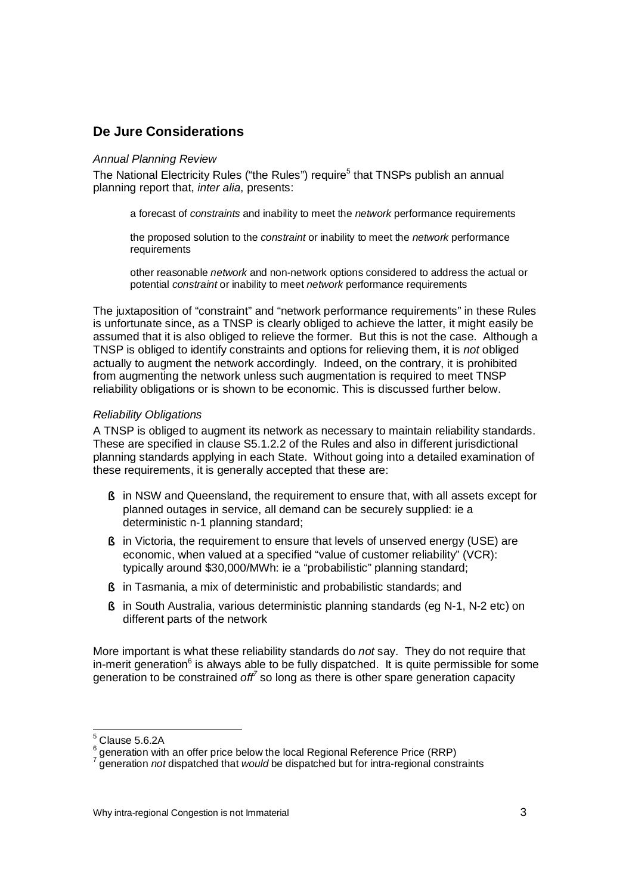## De Jure Considerations

*Annual Planning Review*

The National Electricity Rules ("the Rules") require[5] that TNSPs publish an annual planning report that, *inter alia*, presents:

> a forecast of *constraints* and inability to meet the *network* performance requirements
>
> the proposed solution to the *constraint* or inability to meet the *network* performance requirements
>
> other reasonable *network* and non-network options considered to address the actual or potential *constraint* or inability to meet *network* performance requirements

The juxtaposition of "constraint" and "network performance requirements" in these Rules is unfortunate since, as a TNSP is clearly obliged to achieve the latter, it might easily be assumed that it is also obliged to relieve the former. But this is not the case. Although a TNSP is obliged to identify constraints and options for relieving them, it is *not* obliged actually to augment the network accordingly. Indeed, on the contrary, it is prohibited from augmenting the network unless such augmentation is required to meet TNSP reliability obligations or is shown to be economic. This is discussed further below.

*Reliability Obligations*

A TNSP is obliged to augment its network as necessary to maintain reliability standards. These are specified in clause S5.1.2.2 of the Rules and also in different jurisdictional planning standards applying in each State. Without going into a detailed examination of these requirements, it is generally accepted that these are:

- in NSW and Queensland, the requirement to ensure that, with all assets except for planned outages in service, all demand can be securely supplied: ie a deterministic n-1 planning standard;
- in Victoria, the requirement to ensure that levels of unserved energy (USE) are economic, when valued at a specified "value of customer reliability" (VCR): typically around $30,000/MWh: ie a "probabilistic" planning standard;
- in Tasmania, a mix of deterministic and probabilistic standards; and
- in South Australia, various deterministic planning standards (eg N-1, N-2 etc) on different parts of the network

More important is what these reliability standards do *not* say. They do not require that in-merit generation[6] is always able to be fully dispatched. It is quite permissible for some generation to be constrained *off*[7] so long as there is other spare generation capacity

[5] Clause 5.6.2A

[6] generation with an offer price below the local Regional Reference Price (RRP)

[7] generation *not* dispatched that *would* be dispatched but for intra-regional constraints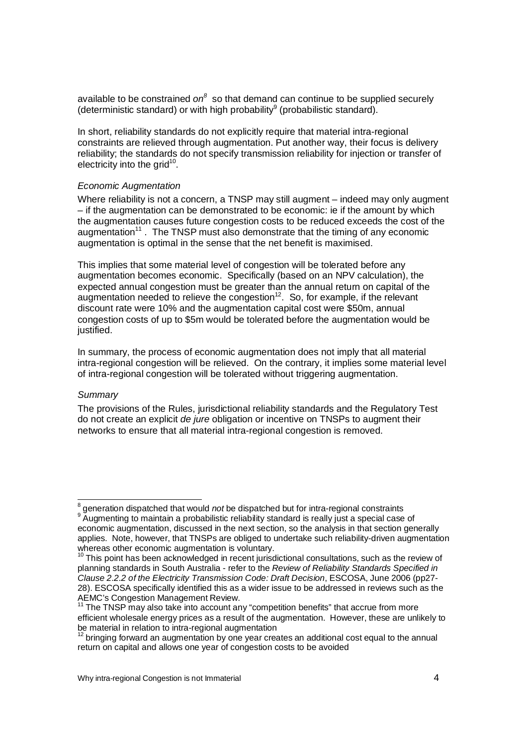available to be constrained *on*[8] so that demand can continue to be supplied securely (deterministic standard) or with high probability[9] (probabilistic standard).

In short, reliability standards do not explicitly require that material intra-regional constraints are relieved through augmentation. Put another way, their focus is delivery reliability; the standards do not specify transmission reliability for injection or transfer of electricity into the grid[10].

*Economic Augmentation*

Where reliability is not a concern, a TNSP may still augment – indeed may only augment – if the augmentation can be demonstrated to be economic: ie if the amount by which the augmentation causes future congestion costs to be reduced exceeds the cost of the augmentation[11]. The TNSP must also demonstrate that the timing of any economic augmentation is optimal in the sense that the net benefit is maximised.

This implies that some material level of congestion will be tolerated before any augmentation becomes economic. Specifically (based on an NPV calculation), the expected annual congestion must be greater than the annual return on capital of the augmentation needed to relieve the congestion[12]. So, for example, if the relevant discount rate were 10% and the augmentation capital cost were $50m, annual congestion costs of up to $5m would be tolerated before the augmentation would be justified.

In summary, the process of economic augmentation does not imply that all material intra-regional congestion will be relieved. On the contrary, it implies some material level of intra-regional congestion will be tolerated without triggering augmentation.

*Summary*

The provisions of the Rules, jurisdictional reliability standards and the Regulatory Test do not create an explicit *de jure* obligation or incentive on TNSPs to augment their networks to ensure that all material intra-regional congestion is removed.

---

[8] generation dispatched that would *not* be dispatched but for intra-regional constraints

[9] Augmenting to maintain a probabilistic reliability standard is really just a special case of economic augmentation, discussed in the next section, so the analysis in that section generally applies. Note, however, that TNSPs are obliged to undertake such reliability-driven augmentation whereas other economic augmentation is voluntary.

[10] This point has been acknowledged in recent jurisdictional consultations, such as the review of planning standards in South Australia - refer to the *Review of Reliability Standards Specified in Clause 2.2.2 of the Electricity Transmission Code: Draft Decision*, ESCOSA, June 2006 (pp27-28). ESCOSA specifically identified this as a wider issue to be addressed in reviews such as the AEMC's Congestion Management Review.

[11] The TNSP may also take into account any "competition benefits" that accrue from more efficient wholesale energy prices as a result of the augmentation. However, these are unlikely to be material in relation to intra-regional augmentation

[12] bringing forward an augmentation by one year creates an additional cost equal to the annual return on capital and allows one year of congestion costs to be avoided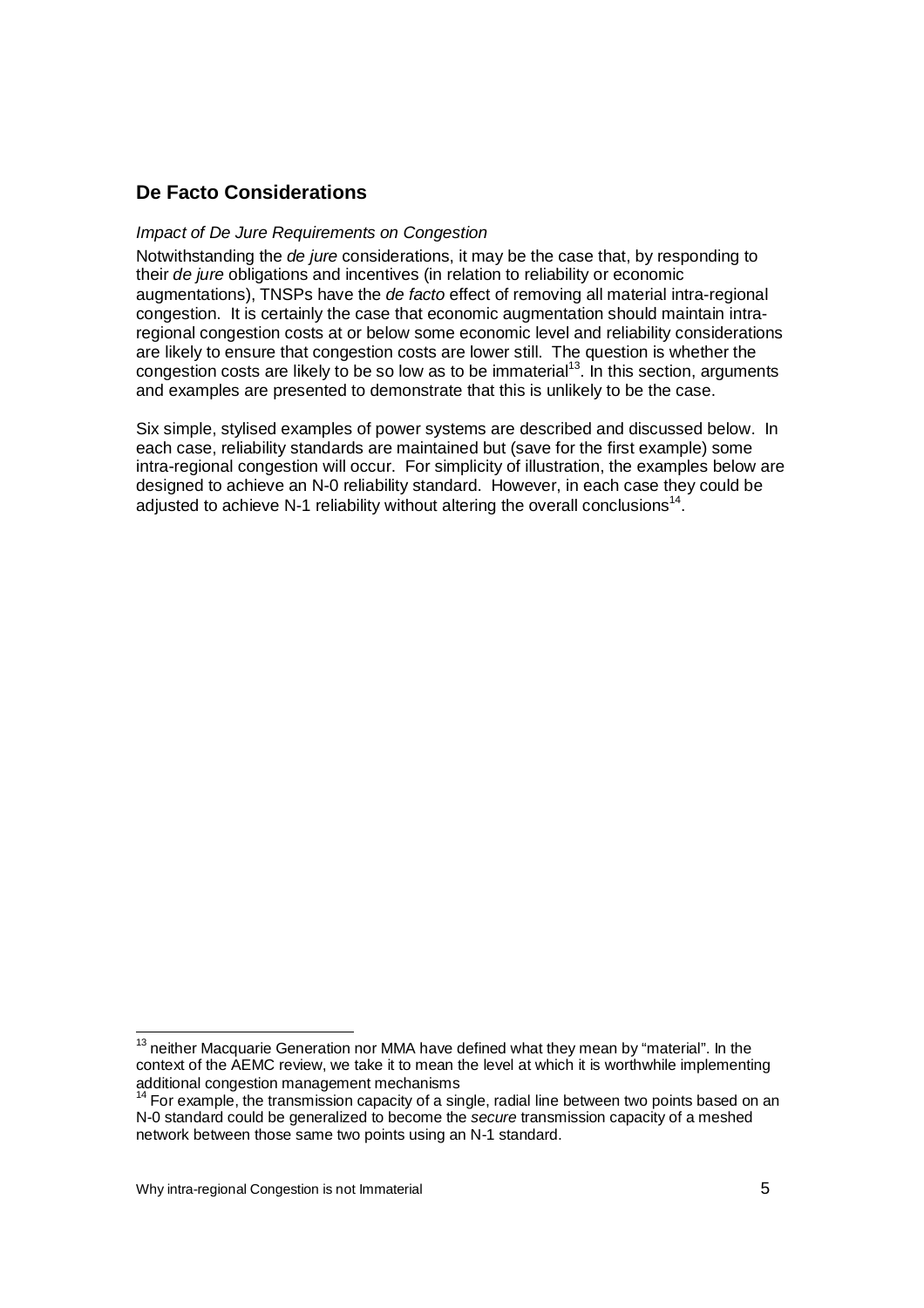## De Facto Considerations

*Impact of De Jure Requirements on Congestion*

Notwithstanding the *de jure* considerations, it may be the case that, by responding to their *de jure* obligations and incentives (in relation to reliability or economic augmentations), TNSPs have the *de facto* effect of removing all material intra-regional congestion. It is certainly the case that economic augmentation should maintain intra-regional congestion costs at or below some economic level and reliability considerations are likely to ensure that congestion costs are lower still. The question is whether the congestion costs are likely to be so low as to be immaterial[13]. In this section, arguments and examples are presented to demonstrate that this is unlikely to be the case.

Six simple, stylised examples of power systems are described and discussed below. In each case, reliability standards are maintained but (save for the first example) some intra-regional congestion will occur. For simplicity of illustration, the examples below are designed to achieve an N-0 reliability standard. However, in each case they could be adjusted to achieve N-1 reliability without altering the overall conclusions[14].

---

[13] neither Macquarie Generation nor MMA have defined what they mean by "material". In the context of the AEMC review, we take it to mean the level at which it is worthwhile implementing additional congestion management mechanisms

[14] For example, the transmission capacity of a single, radial line between two points based on an N-0 standard could be generalized to become the *secure* transmission capacity of a meshed network between those same two points using an N-1 standard.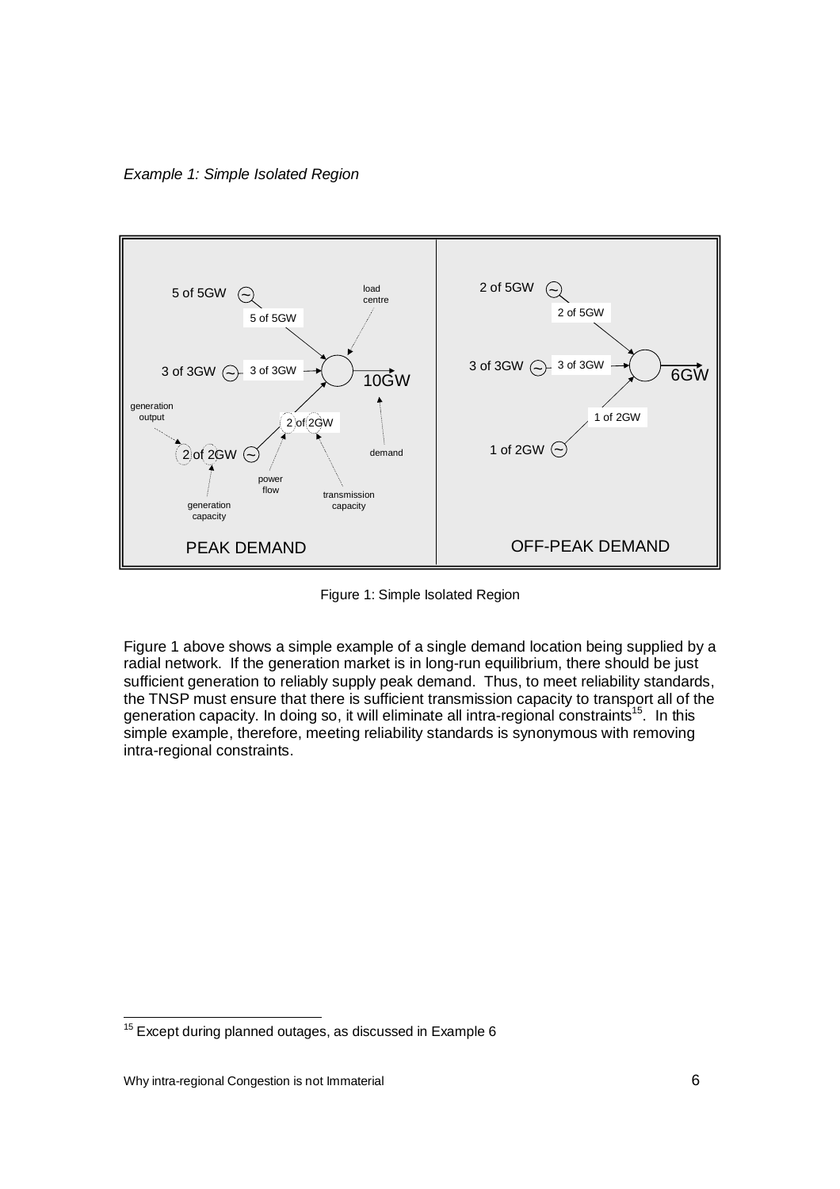*Example 1: Simple Isolated Region*

Figure 1: Simple Isolated Region

Figure 1 above shows a simple example of a single demand location being supplied by a radial network. If the generation market is in long-run equilibrium, there should be just sufficient generation to reliably supply peak demand. Thus, to meet reliability standards, the TNSP must ensure that there is sufficient transmission capacity to transport all of the generation capacity. In doing so, it will eliminate all intra-regional constraints[15]. In this simple example, therefore, meeting reliability standards is synonymous with removing intra-regional constraints.

[15] Except during planned outages, as discussed in Example 6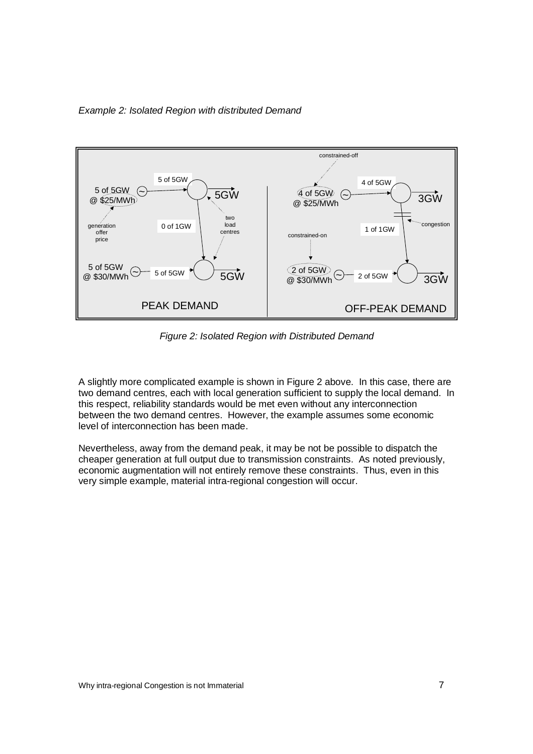*Example 2: Isolated Region with distributed Demand*

*Figure 2: Isolated Region with Distributed Demand*

A slightly more complicated example is shown in Figure 2 above. In this case, there are two demand centres, each with local generation sufficient to supply the local demand. In this respect, reliability standards would be met even without any interconnection between the two demand centres. However, the example assumes some economic level of interconnection has been made.

Nevertheless, away from the demand peak, it may be not be possible to dispatch the cheaper generation at full output due to transmission constraints. As noted previously, economic augmentation will not entirely remove these constraints. Thus, even in this very simple example, material intra-regional congestion will occur.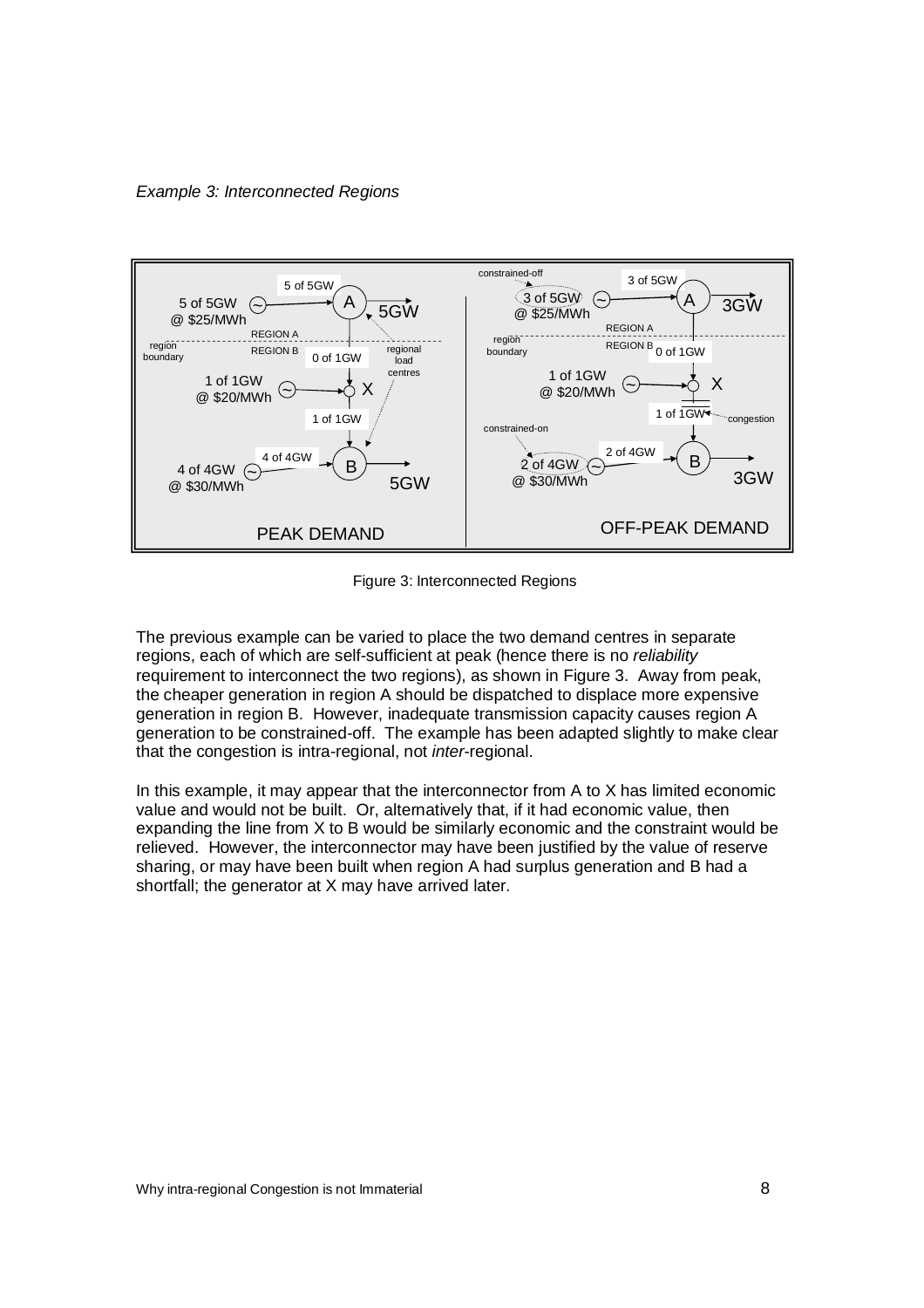*Example 3: Interconnected Regions*

Figure 3: Interconnected Regions

The previous example can be varied to place the two demand centres in separate regions, each of which are self-sufficient at peak (hence there is no *reliability* requirement to interconnect the two regions), as shown in Figure 3. Away from peak, the cheaper generation in region A should be dispatched to displace more expensive generation in region B. However, inadequate transmission capacity causes region A generation to be constrained-off. The example has been adapted slightly to make clear that the congestion is intra-regional, not *inter*-regional.

In this example, it may appear that the interconnector from A to X has limited economic value and would not be built. Or, alternatively that, if it had economic value, then expanding the line from X to B would be similarly economic and the constraint would be relieved. However, the interconnector may have been justified by the value of reserve sharing, or may have been built when region A had surplus generation and B had a shortfall; the generator at X may have arrived later.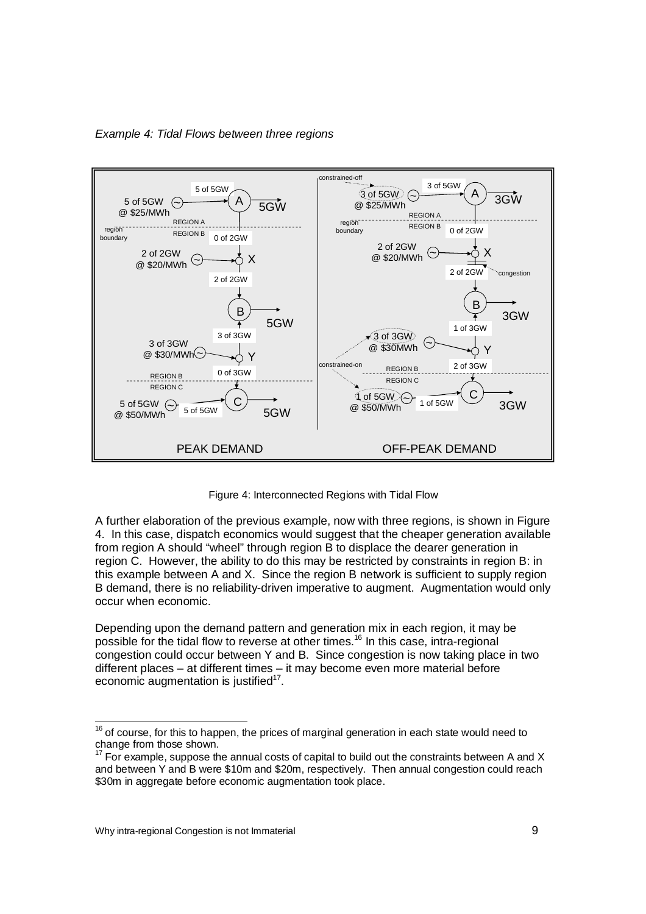*Example 4: Tidal Flows between three regions*

Figure 4: Interconnected Regions with Tidal Flow

A further elaboration of the previous example, now with three regions, is shown in Figure 4. In this case, dispatch economics would suggest that the cheaper generation available from region A should "wheel" through region B to displace the dearer generation in region C. However, the ability to do this may be restricted by constraints in region B: in this example between A and X. Since the region B network is sufficient to supply region B demand, there is no reliability-driven imperative to augment. Augmentation would only occur when economic.

Depending upon the demand pattern and generation mix in each region, it may be possible for the tidal flow to reverse at other times.[16] In this case, intra-regional congestion could occur between Y and B. Since congestion is now taking place in two different places – at different times – it may become even more material before economic augmentation is justified[17].

[16] of course, for this to happen, the prices of marginal generation in each state would need to change from those shown.

[17] For example, suppose the annual costs of capital to build out the constraints between A and X and between Y and B were $10m and $20m, respectively. Then annual congestion could reach $30m in aggregate before economic augmentation took place.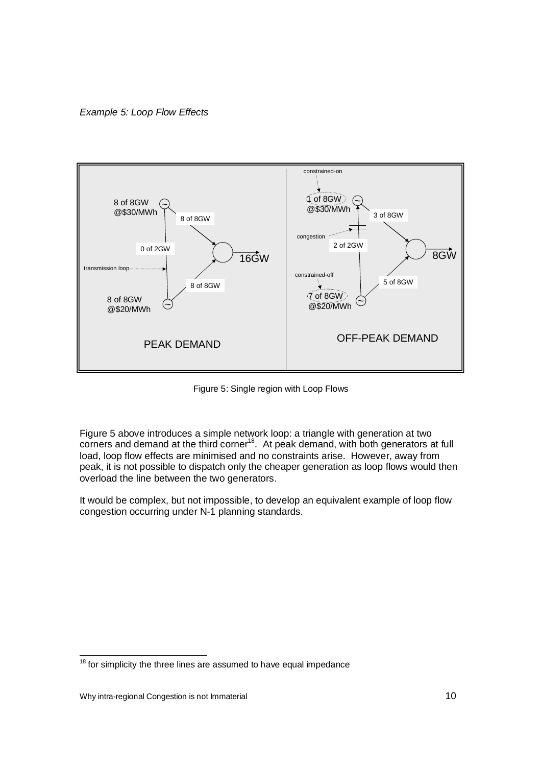*Example 5: Loop Flow Effects*

Figure 5: Single region with Loop Flows

Figure 5 above introduces a simple network loop: a triangle with generation at two corners and demand at the third corner[18]. At peak demand, with both generators at full load, loop flow effects are minimised and no constraints arise. However, away from peak, it is not possible to dispatch only the cheaper generation as loop flows would then overload the line between the two generators.

It would be complex, but not impossible, to develop an equivalent example of loop flow congestion occurring under N-1 planning standards.

[18] for simplicity the three lines are assumed to have equal impedance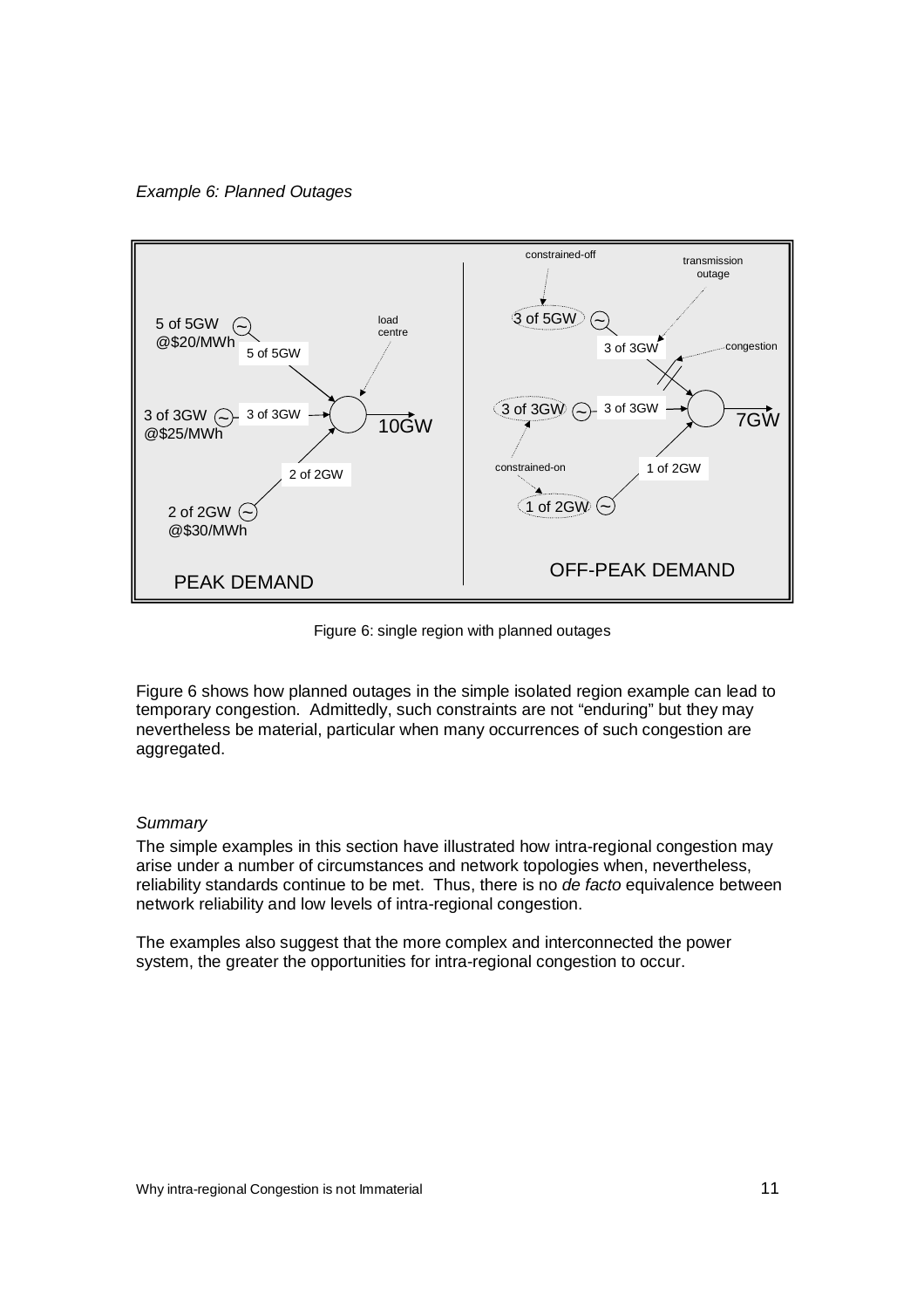*Example 6: Planned Outages*

Figure 6: single region with planned outages

Figure 6 shows how planned outages in the simple isolated region example can lead to temporary congestion. Admittedly, such constraints are not "enduring" but they may nevertheless be material, particular when many occurrences of such congestion are aggregated.

*Summary*

The simple examples in this section have illustrated how intra-regional congestion may arise under a number of circumstances and network topologies when, nevertheless, reliability standards continue to be met. Thus, there is no *de facto* equivalence between network reliability and low levels of intra-regional congestion.

The examples also suggest that the more complex and interconnected the power system, the greater the opportunities for intra-regional congestion to occur.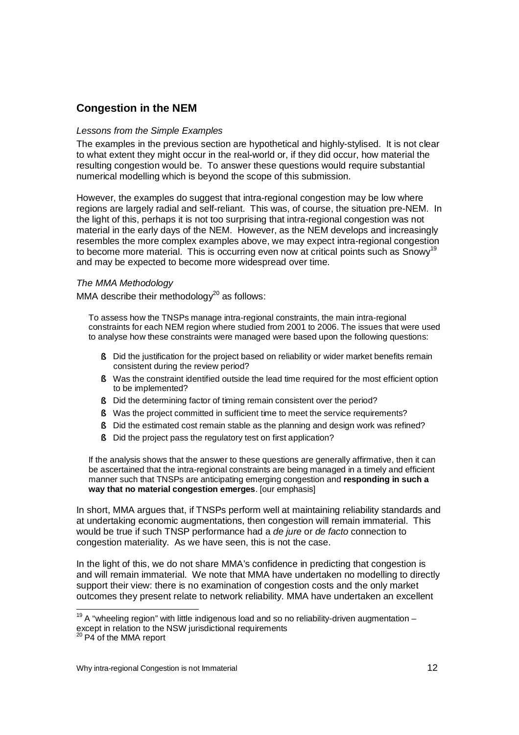## Congestion in the NEM

*Lessons from the Simple Examples*

The examples in the previous section are hypothetical and highly-stylised. It is not clear to what extent they might occur in the real-world or, if they did occur, how material the resulting congestion would be. To answer these questions would require substantial numerical modelling which is beyond the scope of this submission.

However, the examples do suggest that intra-regional congestion may be low where regions are largely radial and self-reliant. This was, of course, the situation pre-NEM. In the light of this, perhaps it is not too surprising that intra-regional congestion was not material in the early days of the NEM. However, as the NEM develops and increasingly resembles the more complex examples above, we may expect intra-regional congestion to become more material. This is occurring even now at critical points such as Snowy[19] and may be expected to become more widespread over time.

*The MMA Methodology*

MMA describe their methodology[20] as follows:

> To assess how the TNSPs manage intra-regional constraints, the main intra-regional constraints for each NEM region where studied from 2001 to 2006. The issues that were used to analyse how these constraints were managed were based upon the following questions:
>
> - Did the justification for the project based on reliability or wider market benefits remain consistent during the review period?
> - Was the constraint identified outside the lead time required for the most efficient option to be implemented?
> - Did the determining factor of timing remain consistent over the period?
> - Was the project committed in sufficient time to meet the service requirements?
> - Did the estimated cost remain stable as the planning and design work was refined?
> - Did the project pass the regulatory test on first application?
>
> If the analysis shows that the answer to these questions are generally affirmative, then it can be ascertained that the intra-regional constraints are being managed in a timely and efficient manner such that TNSPs are anticipating emerging congestion and **responding in such a way that no material congestion emerges**. [our emphasis]

In short, MMA argues that, if TNSPs perform well at maintaining reliability standards and at undertaking economic augmentations, then congestion will remain immaterial. This would be true if such TNSP performance had a *de jure* or *de facto* connection to congestion materiality. As we have seen, this is not the case.

In the light of this, we do not share MMA's confidence in predicting that congestion is and will remain immaterial. We note that MMA have undertaken no modelling to directly support their view: there is no examination of congestion costs and the only market outcomes they present relate to network reliability. MMA have undertaken an excellent

---

[19] A "wheeling region" with little indigenous load and so no reliability-driven augmentation – except in relation to the NSW jurisdictional requirements

[20] P4 of the MMA report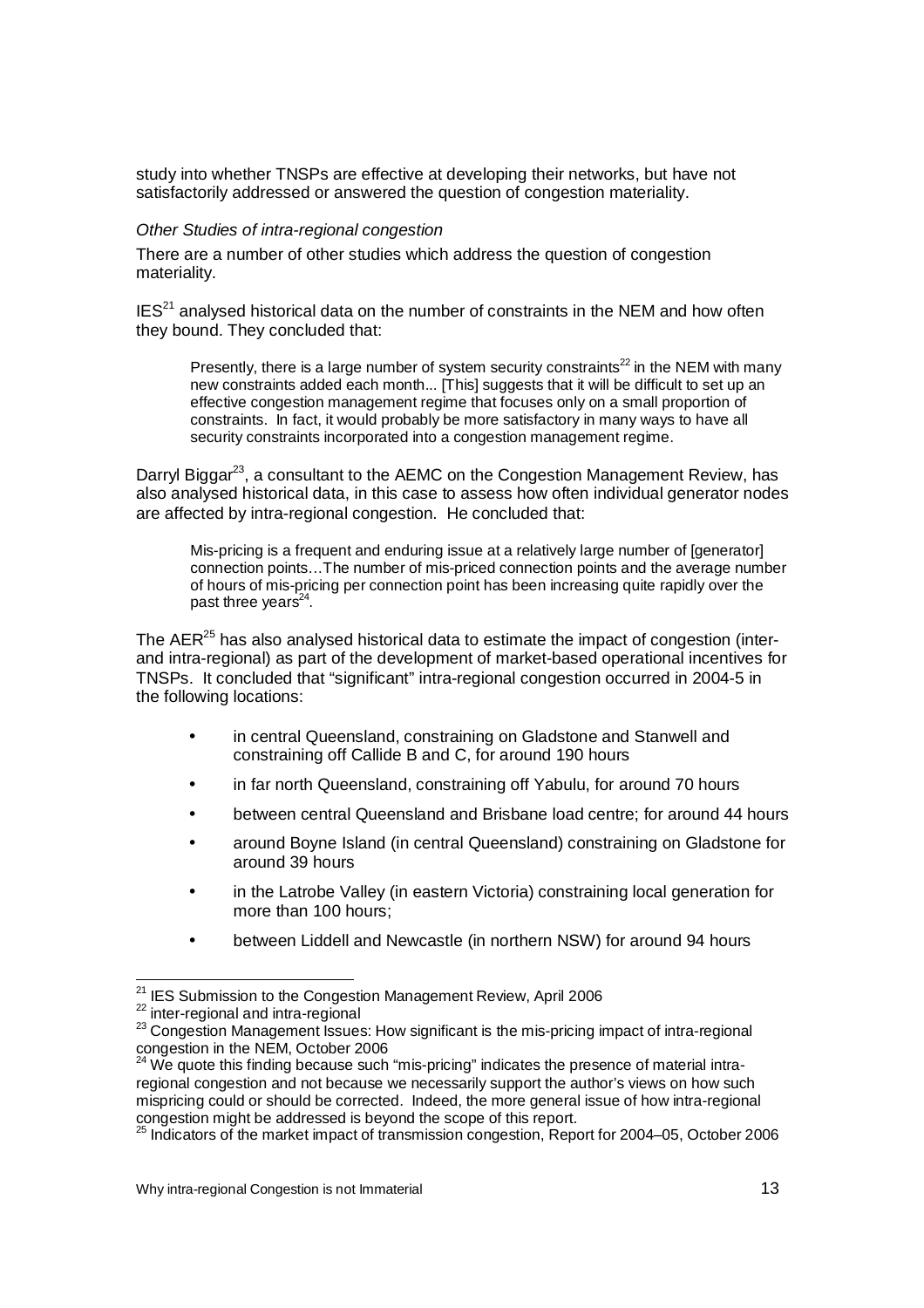study into whether TNSPs are effective at developing their networks, but have not satisfactorily addressed or answered the question of congestion materiality.

*Other Studies of intra-regional congestion*

There are a number of other studies which address the question of congestion materiality.

IES[21] analysed historical data on the number of constraints in the NEM and how often they bound. They concluded that:

> Presently, there is a large number of system security constraints[22] in the NEM with many new constraints added each month... [This] suggests that it will be difficult to set up an effective congestion management regime that focuses only on a small proportion of constraints. In fact, it would probably be more satisfactory in many ways to have all security constraints incorporated into a congestion management regime.

Darryl Biggar[23], a consultant to the AEMC on the Congestion Management Review, has also analysed historical data, in this case to assess how often individual generator nodes are affected by intra-regional congestion. He concluded that:

> Mis-pricing is a frequent and enduring issue at a relatively large number of [generator] connection points…The number of mis-priced connection points and the average number of hours of mis-pricing per connection point has been increasing quite rapidly over the past three years[24].

The AER[25] has also analysed historical data to estimate the impact of congestion (inter- and intra-regional) as part of the development of market-based operational incentives for TNSPs. It concluded that "significant" intra-regional congestion occurred in 2004-5 in the following locations:

- in central Queensland, constraining on Gladstone and Stanwell and constraining off Callide B and C, for around 190 hours
- in far north Queensland, constraining off Yabulu, for around 70 hours
- between central Queensland and Brisbane load centre; for around 44 hours
- around Boyne Island (in central Queensland) constraining on Gladstone for around 39 hours
- in the Latrobe Valley (in eastern Victoria) constraining local generation for more than 100 hours;
- between Liddell and Newcastle (in northern NSW) for around 94 hours

---

[21] IES Submission to the Congestion Management Review, April 2006

[22] inter-regional and intra-regional

[23] Congestion Management Issues: How significant is the mis-pricing impact of intra-regional congestion in the NEM, October 2006

[24] We quote this finding because such "mis-pricing" indicates the presence of material intra-regional congestion and not because we necessarily support the author's views on how such mispricing could or should be corrected. Indeed, the more general issue of how intra-regional congestion might be addressed is beyond the scope of this report.

[25] Indicators of the market impact of transmission congestion, Report for 2004–05, October 2006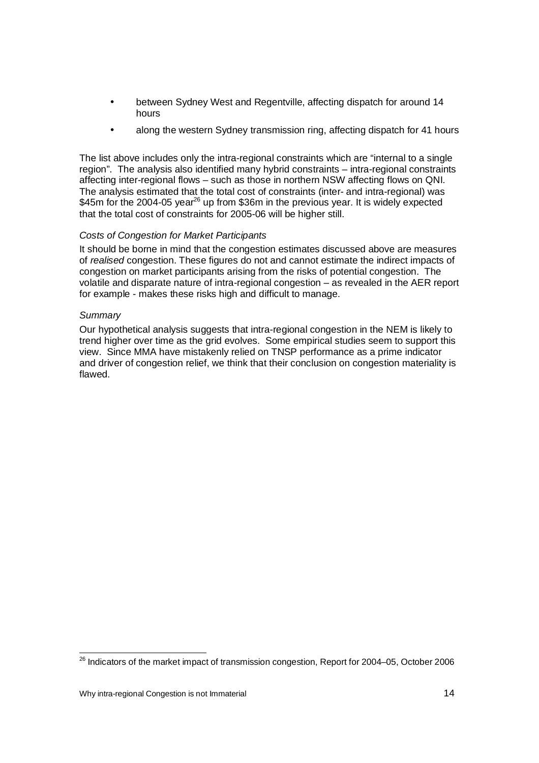- between Sydney West and Regentville, affecting dispatch for around 14 hours
- along the western Sydney transmission ring, affecting dispatch for 41 hours

The list above includes only the intra-regional constraints which are "internal to a single region". The analysis also identified many hybrid constraints – intra-regional constraints affecting inter-regional flows – such as those in northern NSW affecting flows on QNI. The analysis estimated that the total cost of constraints (inter- and intra-regional) was \$45m for the 2004-05 year[26] up from \$36m in the previous year. It is widely expected that the total cost of constraints for 2005-06 will be higher still.

*Costs of Congestion for Market Participants*

It should be borne in mind that the congestion estimates discussed above are measures of *realised* congestion. These figures do not and cannot estimate the indirect impacts of congestion on market participants arising from the risks of potential congestion. The volatile and disparate nature of intra-regional congestion – as revealed in the AER report for example - makes these risks high and difficult to manage.

*Summary*

Our hypothetical analysis suggests that intra-regional congestion in the NEM is likely to trend higher over time as the grid evolves. Some empirical studies seem to support this view. Since MMA have mistakenly relied on TNSP performance as a prime indicator and driver of congestion relief, we think that their conclusion on congestion materiality is flawed.

[26] Indicators of the market impact of transmission congestion, Report for 2004–05, October 2006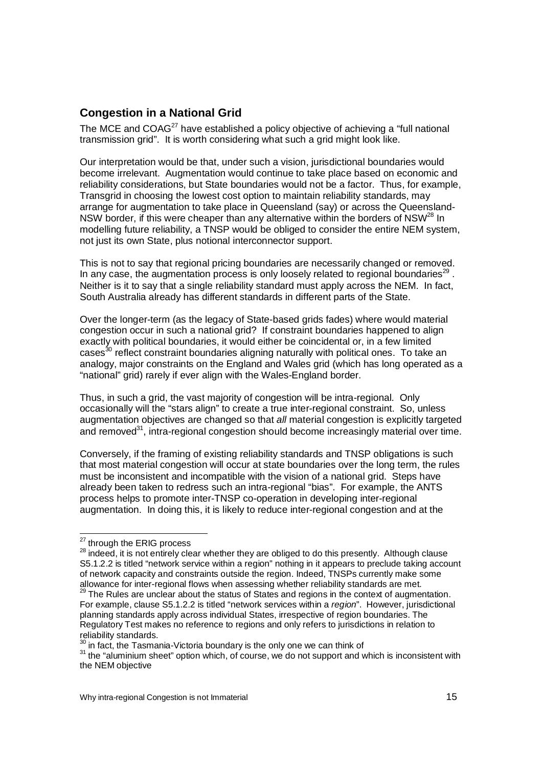## Congestion in a National Grid

The MCE and COAG[27] have established a policy objective of achieving a "full national transmission grid". It is worth considering what such a grid might look like.

Our interpretation would be that, under such a vision, jurisdictional boundaries would become irrelevant. Augmentation would continue to take place based on economic and reliability considerations, but State boundaries would not be a factor. Thus, for example, Transgrid in choosing the lowest cost option to maintain reliability standards, may arrange for augmentation to take place in Queensland (say) or across the Queensland-NSW border, if this were cheaper than any alternative within the borders of NSW[28] In modelling future reliability, a TNSP would be obliged to consider the entire NEM system, not just its own State, plus notional interconnector support.

This is not to say that regional pricing boundaries are necessarily changed or removed. In any case, the augmentation process is only loosely related to regional boundaries[29] . Neither is it to say that a single reliability standard must apply across the NEM. In fact, South Australia already has different standards in different parts of the State.

Over the longer-term (as the legacy of State-based grids fades) where would material congestion occur in such a national grid? If constraint boundaries happened to align exactly with political boundaries, it would either be coincidental or, in a few limited cases[30] reflect constraint boundaries aligning naturally with political ones. To take an analogy, major constraints on the England and Wales grid (which has long operated as a "national" grid) rarely if ever align with the Wales-England border.

Thus, in such a grid, the vast majority of congestion will be intra-regional. Only occasionally will the "stars align" to create a true inter-regional constraint. So, unless augmentation objectives are changed so that *all* material congestion is explicitly targeted and removed[31], intra-regional congestion should become increasingly material over time.

Conversely, if the framing of existing reliability standards and TNSP obligations is such that most material congestion will occur at state boundaries over the long term, the rules must be inconsistent and incompatible with the vision of a national grid. Steps have already been taken to redress such an intra-regional "bias". For example, the ANTS process helps to promote inter-TNSP co-operation in developing inter-regional augmentation. In doing this, it is likely to reduce inter-regional congestion and at the

---

[27] through the ERIG process

[28] indeed, it is not entirely clear whether they are obliged to do this presently. Although clause S5.1.2.2 is titled "network service within a region" nothing in it appears to preclude taking account of network capacity and constraints outside the region. Indeed, TNSPs currently make some allowance for inter-regional flows when assessing whether reliability standards are met.

[29] The Rules are unclear about the status of States and regions in the context of augmentation. For example, clause S5.1.2.2 is titled "network services within a *region*". However, jurisdictional planning standards apply across individual States, irrespective of region boundaries. The Regulatory Test makes no reference to regions and only refers to jurisdictions in relation to reliability standards.

[30] in fact, the Tasmania-Victoria boundary is the only one we can think of

[31] the "aluminium sheet" option which, of course, we do not support and which is inconsistent with the NEM objective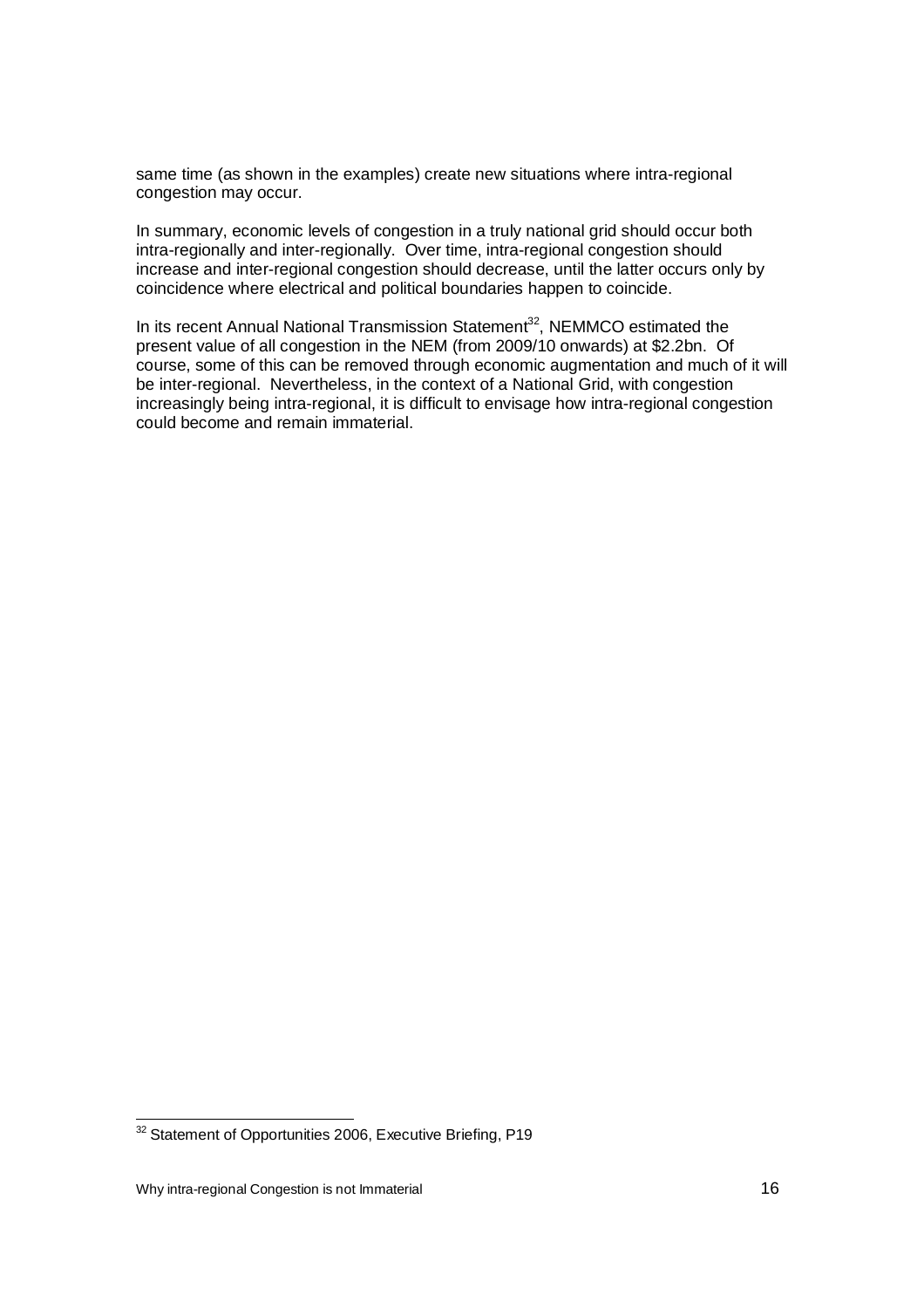same time (as shown in the examples) create new situations where intra-regional congestion may occur.

In summary, economic levels of congestion in a truly national grid should occur both intra-regionally and inter-regionally. Over time, intra-regional congestion should increase and inter-regional congestion should decrease, until the latter occurs only by coincidence where electrical and political boundaries happen to coincide.

In its recent Annual National Transmission Statement[32], NEMMCO estimated the present value of all congestion in the NEM (from 2009/10 onwards) at $2.2bn. Of course, some of this can be removed through economic augmentation and much of it will be inter-regional. Nevertheless, in the context of a National Grid, with congestion increasingly being intra-regional, it is difficult to envisage how intra-regional congestion could become and remain immaterial.

[32] Statement of Opportunities 2006, Executive Briefing, P19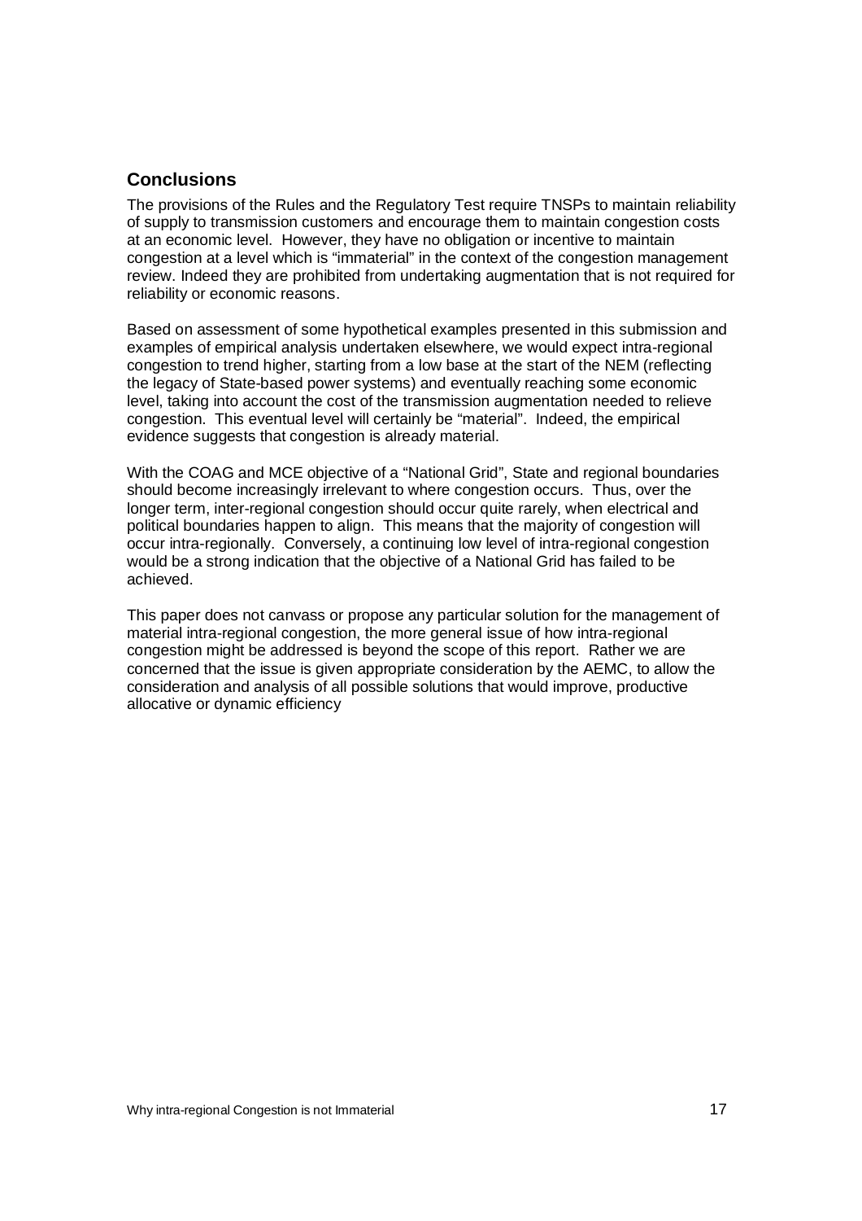## Conclusions

The provisions of the Rules and the Regulatory Test require TNSPs to maintain reliability of supply to transmission customers and encourage them to maintain congestion costs at an economic level. However, they have no obligation or incentive to maintain congestion at a level which is "immaterial" in the context of the congestion management review. Indeed they are prohibited from undertaking augmentation that is not required for reliability or economic reasons.

Based on assessment of some hypothetical examples presented in this submission and examples of empirical analysis undertaken elsewhere, we would expect intra-regional congestion to trend higher, starting from a low base at the start of the NEM (reflecting the legacy of State-based power systems) and eventually reaching some economic level, taking into account the cost of the transmission augmentation needed to relieve congestion. This eventual level will certainly be "material". Indeed, the empirical evidence suggests that congestion is already material.

With the COAG and MCE objective of a "National Grid", State and regional boundaries should become increasingly irrelevant to where congestion occurs. Thus, over the longer term, inter-regional congestion should occur quite rarely, when electrical and political boundaries happen to align. This means that the majority of congestion will occur intra-regionally. Conversely, a continuing low level of intra-regional congestion would be a strong indication that the objective of a National Grid has failed to be achieved.

This paper does not canvass or propose any particular solution for the management of material intra-regional congestion, the more general issue of how intra-regional congestion might be addressed is beyond the scope of this report. Rather we are concerned that the issue is given appropriate consideration by the AEMC, to allow the consideration and analysis of all possible solutions that would improve, productive allocative or dynamic efficiency